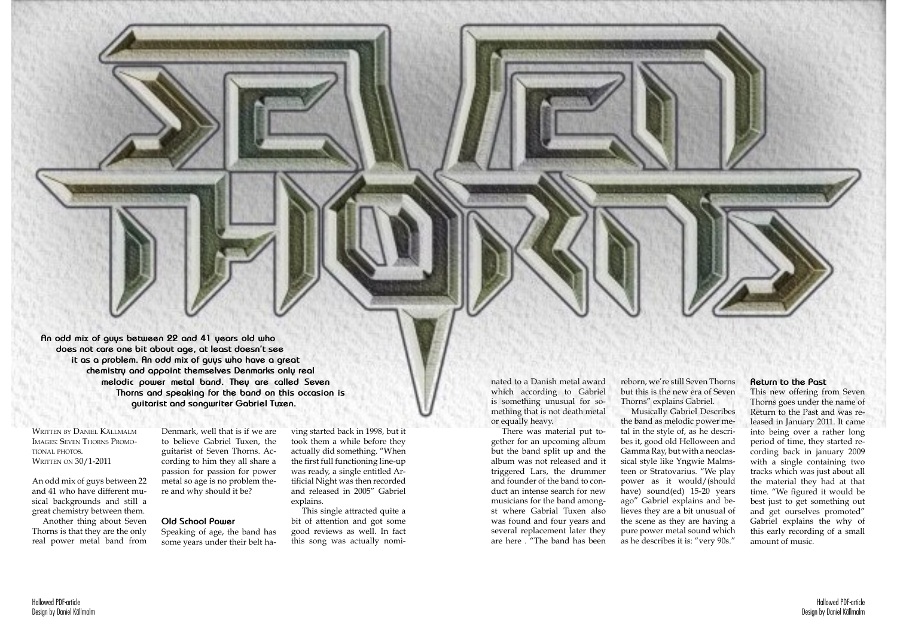# Seven Thorns

**An odd mix of guys between 22 and 41 years old who does not care one bit about age, at least doesn't see it as a problem. An odd mix of guys who have a great chemistry and appoint themselves Denmarks only real melodic power metal band. They are called Seven Thorns and speaking for the band on this occasion is guitarist and songwriter Gabriel Tuxen.**

Written by Daniel Källmalm
Images: Seven Thorns Promotional photos.
Written on 30/1-2011

An odd mix of guys between 22 and 41 who have different musical backgrounds and still a great chemistry between them.

Another thing about Seven Thorns is that they are the only real power metal band from Denmark, well that is if we are to believe Gabriel Tuxen, the guitarist of Seven Thorns. According to him they all share a passion for passion for power metal so age is no problem there and why should it be?

### Old School Power

Speaking of age, the band has some years under their belt having started back in 1998, but it took them a while before they actually did something. "When the first full functioning line-up was ready, a single entitled Artificial Night was then recorded and released in 2005" Gabriel explains.

This single attracted quite a bit of attention and got some good reviews as well. In fact this song was actually nominated to a Danish metal award which according to Gabriel is something unusual for something that is not death metal or equally heavy.

There was material put together for an upcoming album but the band split up and the album was not released and it triggered Lars, the drummer and founder of the band to conduct an intense search for new musicians for the band amongst where Gabrial Tuxen also was found and four years and several replacement later they are here . "The band has been reborn, we're still Seven Thorns but this is the new era of Seven Thorns" explains Gabriel.

Musically Gabriel Describes the band as melodic power metal in the style of, as he describes it, good old Helloween and Gamma Ray, but with a neoclassical style like Yngwie Malmsteen or Stratovarius. "We play power as it would/(should have) sound(ed) 15-20 years ago" Gabriel explains and believes they are a bit unusual of the scene as they are having a pure power metal sound which as he describes it is: "very 90s."

### Return to the Past

This new offering from Seven Thorns goes under the name of Return to the Past and was released in January 2011. It came into being over a rather long period of time, they started recording back in january 2009 with a single containing two tracks which was just about all the material they had at that time. "We figured it would be best just to get something out and get ourselves promoted" Gabriel explains the why of this early recording of a small amount of music.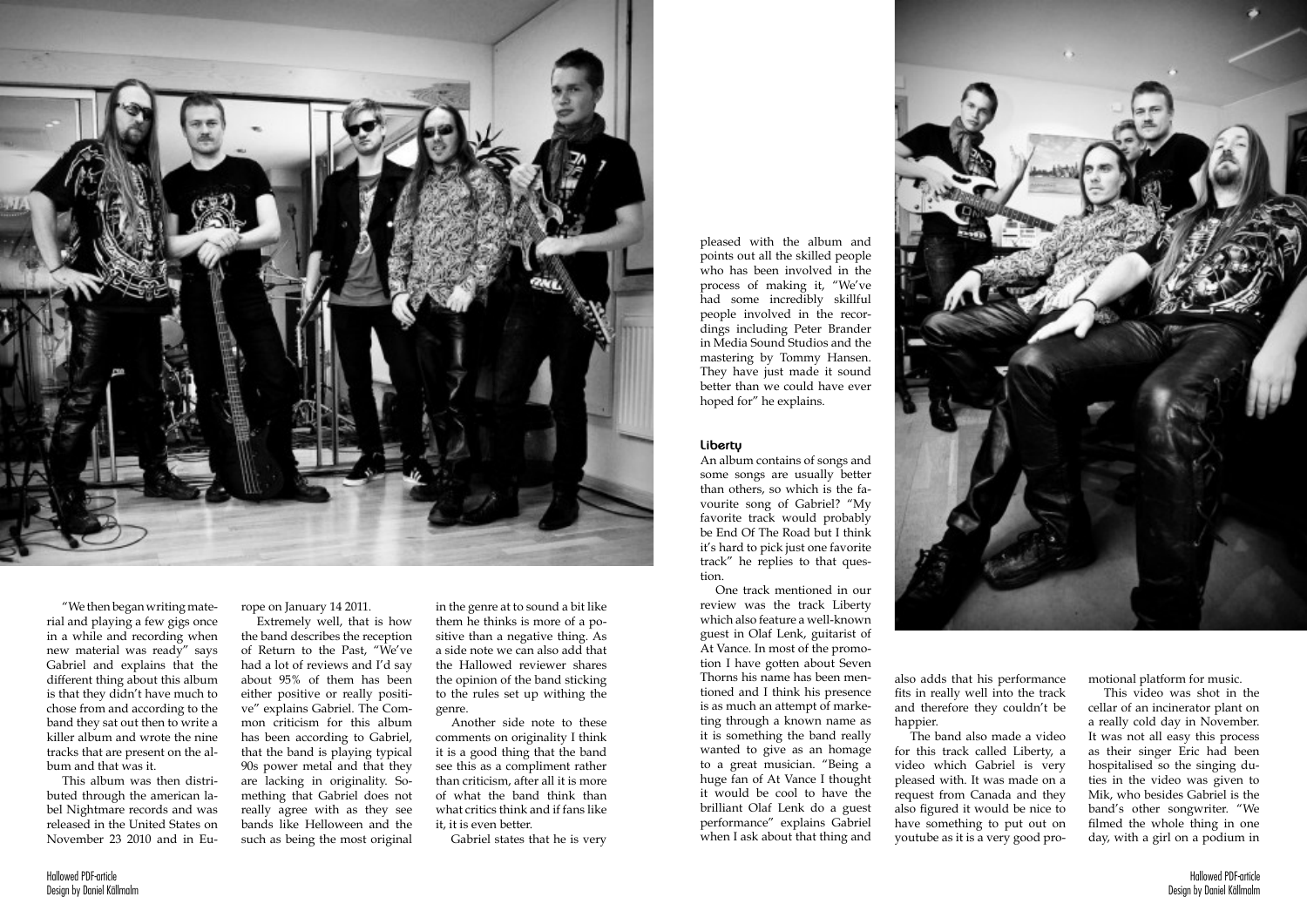"We then began writing material and playing a few gigs once in a while and recording when new material was ready" says Gabriel and explains that the different thing about this album is that they didn't have much to chose from and according to the band they sat out then to write a killer album and wrote the nine tracks that are present on the album and that was it.

This album was then distributed through the american label Nightmare records and was released in the United States on November 23 2010 and in Europe on January 14 2011.

Extremely well, that is how the band describes the reception of Return to the Past, "We've had a lot of reviews and I'd say about 95% of them has been either positive or really positive" explains Gabriel. The Common criticism for this album has been according to Gabriel, that the band is playing typical 90s power metal and that they are lacking in originality. Something that Gabriel does not really agree with as they see bands like Helloween and the such as being the most original in the genre at to sound a bit like them he thinks is more of a positive than a negative thing. As a side note we can also add that the Hallowed reviewer shares the opinion of the band sticking to the rules set up withing the genre.

Another side note to these comments on originality I think it is a good thing that the band see this as a compliment rather than criticism, after all it is more of what the band think than what critics think and if fans like it, it is even better.

Gabriel states that he is very pleased with the album and points out all the skilled people who has been involved in the process of making it, "We've had some incredibly skillful people involved in the recordings including Peter Brander in Media Sound Studios and the mastering by Tommy Hansen. They have just made it sound better than we could have ever hoped for" he explains.

### Liberty

An album contains of songs and some songs are usually better than others, so which is the favourite song of Gabriel? "My favorite track would probably be End Of The Road but I think it's hard to pick just one favorite track" he replies to that question.

One track mentioned in our review was the track Liberty which also feature a well-known guest in Olaf Lenk, guitarist of At Vance. In most of the promotion I have gotten about Seven Thorns his name has been mentioned and I think his presence is as much an attempt of marketing through a known name as it is something the band really wanted to give as an homage to a great musician. "Being a huge fan of At Vance I thought it would be cool to have the brilliant Olaf Lenk do a guest performance" explains Gabriel when I ask about that thing and also adds that his performance fits in really well into the track and therefore they couldn't be happier.

The band also made a video for this track called Liberty, a video which Gabriel is very pleased with. It was made on a request from Canada and they also figured it would be nice to have something to put out on youtube as it is a very good promotional platform for music.

This video was shot in the cellar of an incinerator plant on a really cold day in November. It was not all easy this process as their singer Eric had been hospitalised so the singing duties in the video was given to Mik, who besides Gabriel is the band's other songwriter. "We filmed the whole thing in one day, with a girl on a podium in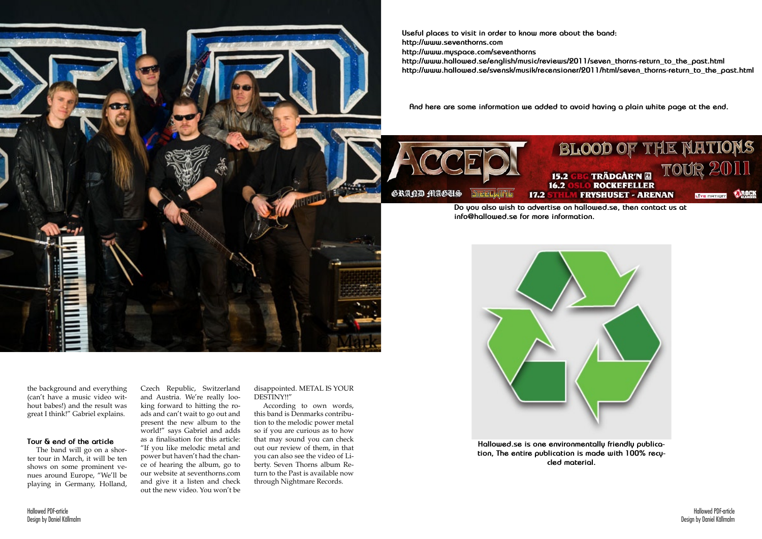the background and everything (can't have a music video without babes!) and the result was great I think!" Gabriel explains.

### Tour & end of the article

The band will go on a shorter tour in March, it will be ten shows on some prominent venues around Europe, "We'll be playing in Germany, Holland, Czech Republic, Switzerland and Austria. We're really looking forward to hitting the roads and can't wait to go out and present the new album to the world!" says Gabriel and adds as a finalisation for this article: "If you like melodic metal and power but haven't had the chance of hearing the album, go to our website at seventhorns.com and give it a listen and check out the new video. You won't be disappointed. METAL IS YOUR DESTINY!!"

According to own words, this band is Denmarks contribution to the melodic power metal so if you are curious as to how that may sound you can check out our review of them, in that you can also see the video of Liberty. Seven Thorns album Return to the Past is available now through Nightmare Records.

**Useful places to visit in order to know more about the band:**
**http://www.seventhorns.com**
**http://www.myspace.com/seventhorns**
**http://www.hallowed.se/english/music/reviews/2011/seven_thorns-return_to_the_past.html**
**http://www.hallowed.se/svensk/musik/recensioner/2011/html/seven_thorns-return_to_the_past.html**

**And here are some information we added to avoid having a plain white page at the end.**

ACCEPT
BLOOD OF THE NATIONS TOUR 2011
15.2 GBG TRÄDGÅR'N
16.2 OSLO ROCKEFELLER
17.2 STHLM FRYSHUSET - ARENAN
GRAND MAGUS STEELWING

**Do you also wish to advertise on hallowed.se, then contact us at info@hallowed.se for more information.**

**Hallowed.se is one environmentally friendly publication, The entire publication is made with 100% recycled material.**